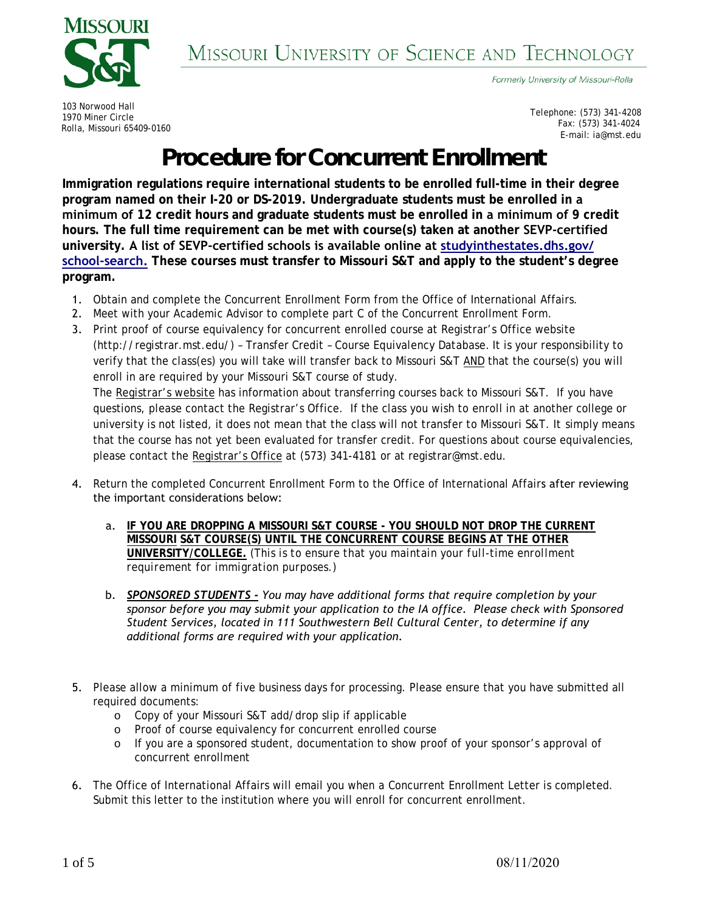MISSOURI S&T

MISSOURI UNIVERSITY OF SCIENCE AND TECHNOLOGY

*Formerly University of Missouri-Rolla*

103 Norwood Hall
1970 Miner Circle
Rolla, Missouri 65409-0160

Telephone: (573) 341-4208
Fax: (573) 341-4024
E-mail: ia@mst.edu

# Procedure for Concurrent Enrollment

**Immigration regulations require international students to be enrolled full-time in their degree program named on their I-20 or DS-2019. Undergraduate students must be enrolled in a minimum of 12 credit hours and graduate students must be enrolled in a minimum of 9 credit hours. The full time requirement can be met with course(s) taken at another SEVP-certified university. A list of SEVP-certified schools is available online at [studyinthestates.dhs.gov/school-search.](studyinthestates.dhs.gov/school-search) These courses must transfer to Missouri S&T and apply to the student's degree program.**

1. Obtain and complete the Concurrent Enrollment Form from the Office of International Affairs.
2. Meet with your Academic Advisor to complete part C of the Concurrent Enrollment Form.
3. Print proof of course equivalency for concurrent enrolled course at Registrar's Office website (http://registrar.mst.edu/) – Transfer Credit – Course Equivalency Database. It is your responsibility to verify that the class(es) you will take will transfer back to Missouri S&T <u>AND</u> that the course(s) you will enroll in are required by your Missouri S&T course of study.
   The <u>Registrar's website</u> has information about transferring courses back to Missouri S&T. If you have questions, please contact the Registrar's Office. If the class you wish to enroll in at another college or university is not listed, it does not mean that the class will not transfer to Missouri S&T. It simply means that the course has not yet been evaluated for transfer credit. For questions about course equivalencies, please contact the <u>Registrar's Office</u> at (573) 341-4181 or at registrar@mst.edu.

4. Return the completed Concurrent Enrollment Form to the Office of International Affairs after reviewing the important considerations below:

   a. **<u>IF YOU ARE DROPPING A MISSOURI S&T COURSE - YOU SHOULD NOT DROP THE CURRENT MISSOURI S&T COURSE(S) UNTIL THE CONCURRENT COURSE BEGINS AT THE OTHER UNIVERSITY/COLLEGE.</u>** *(This is to ensure that you maintain your full-time enrollment requirement for immigration purposes.)*

   b. ***<u>SPONSORED STUDENTS -</u>*** *You may have additional forms that require completion by your sponsor before you may submit your application to the IA office. Please check with Sponsored Student Services, located in 111 Southwestern Bell Cultural Center, to determine if any additional forms are required with your application.*

5. Please allow a minimum of five business days for processing. Please ensure that you have submitted all required documents:
   - Copy of your Missouri S&T add/drop slip if applicable
   - Proof of course equivalency for concurrent enrolled course
   - If you are a sponsored student, documentation to show proof of your sponsor's approval of concurrent enrollment

6. The Office of International Affairs will email you when a Concurrent Enrollment Letter is completed. Submit this letter to the institution where you will enroll for concurrent enrollment.

08/11/2020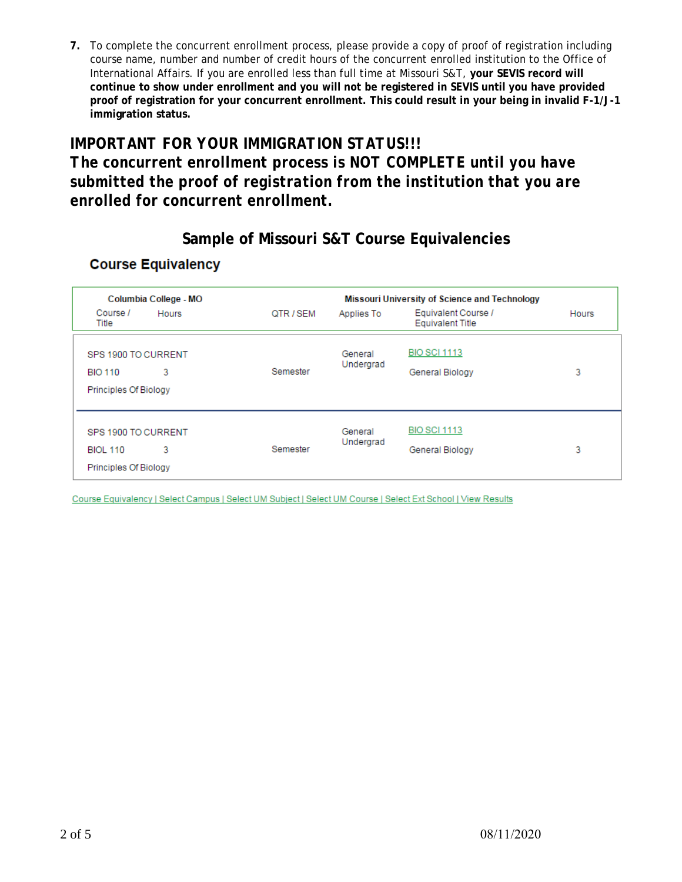7. To complete the concurrent enrollment process, please provide a copy of proof of registration including course name, number and number of credit hours of the concurrent enrolled institution to the Office of International Affairs. If you are enrolled less than full time at Missouri S&T, **your SEVIS record will continue to show under enrollment and you will not be registered in SEVIS until you have provided proof of registration for your concurrent enrollment. This could result in your being in invalid F-1/J-1 immigration status.**

## IMPORTANT FOR YOUR IMMIGRATION STATUS!!! The concurrent enrollment process is NOT COMPLETE until you have submitted the proof of registration from the institution that you are enrolled for concurrent enrollment.

### Sample of Missouri S&T Course Equivalencies

#### Course Equivalency

| Columbia College - MO | | | Missouri University of Science and Technology | | |
|---|---|---|---|---|---|
| Course / Title | Hours | QTR / SEM | Applies To | Equivalent Course / Equivalent Title | Hours |
| SPS 1900 TO CURRENT<br>BIO 110<br>Principles Of Biology | 3 | Semester | General Undergrad | BIO SCI 1113<br>General Biology | 3 |
| SPS 1900 TO CURRENT<br>BIOL 110<br>Principles Of Biology | 3 | Semester | General Undergrad | BIO SCI 1113<br>General Biology | 3 |

Course Equivalency | Select Campus | Select UM Subject | Select UM Course | Select Ext School | View Results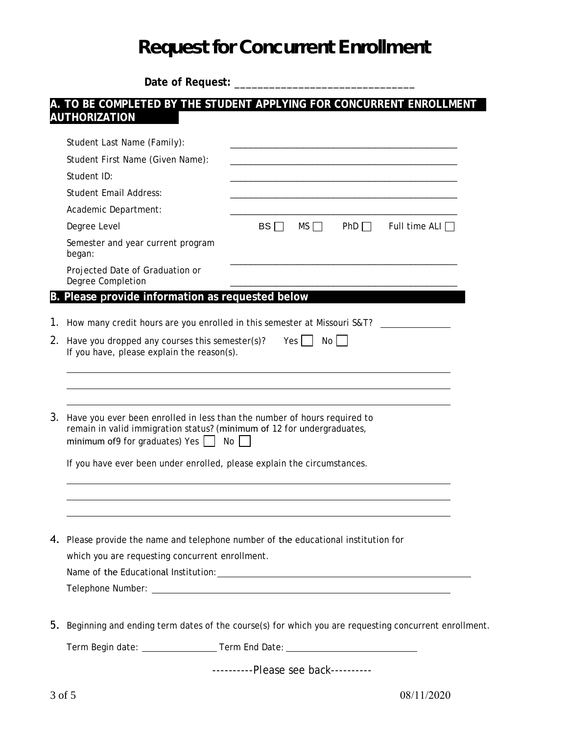# Request for Concurrent Enrollment

**Date of Request: ______________________________**

## A. TO BE COMPLETED BY THE STUDENT APPLYING FOR CONCURRENT ENROLLMENT AUTHORIZATION

| | |
|---|---|
| Student Last Name (Family): | ______________________________ |
| Student First Name (Given Name): | ______________________________ |
| Student ID: | ______________________________ |
| Student Email Address: | ______________________________ |
| Academic Department: | ______________________________ |
| Degree Level | BS ☐ MS ☐ PhD ☐ Full time ALI ☐ |
| Semester and year current program began: | ______________________________ |
| Projected Date of Graduation or Degree Completion | ______________________________ |

## B. Please provide information as requested below

1. How many credit hours are you enrolled in this semester at Missouri S&T? ____________

2. Have you dropped any courses this semester(s)? Yes ☐ No ☐
   If you have, please explain the reason(s).

   ______________________________

   ______________________________

   ______________________________

3. Have you ever been enrolled in less than the number of hours required to remain in valid immigration status? (minimum of 12 for undergraduates, minimum of9 for graduates) Yes ☐ No ☐

   If you have ever been under enrolled, please explain the circumstances.

   ______________________________

   ______________________________

   ______________________________

4. Please provide the name and telephone number of the educational institution for which you are requesting concurrent enrollment.

   Name of the Educational Institution: ______________________________

   Telephone Number: ______________________________

5. Beginning and ending term dates of the course(s) for which you are requesting concurrent enrollment.

   Term Begin date: ____________ Term End Date: ______________________

----------Please see back----------

08/11/2020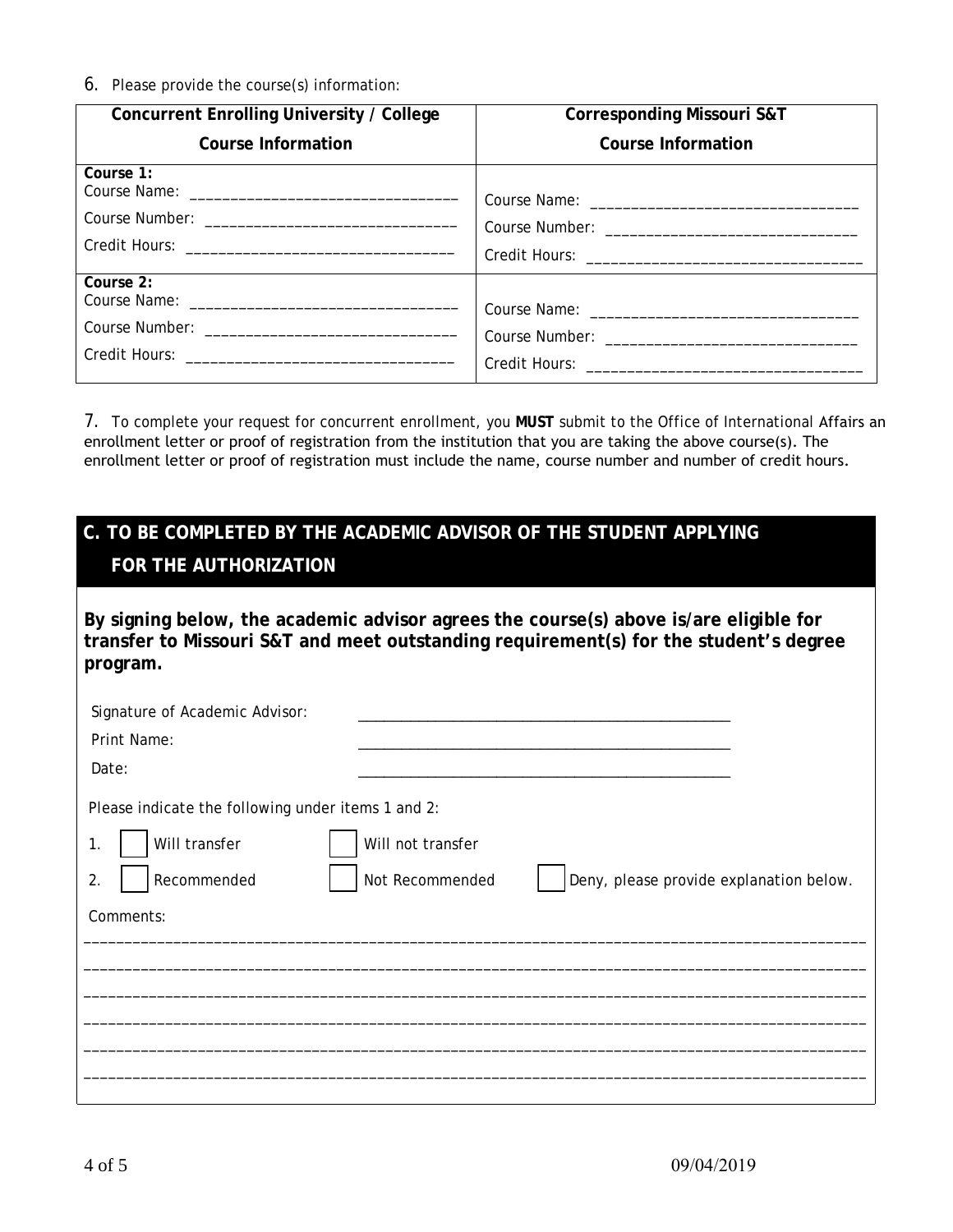6. Please provide the course(s) information:

| Concurrent Enrolling University / College Course Information | Corresponding Missouri S&T Course Information |
|---|---|
| **Course 1:** Course Name: ________________________________ Course Number: ______________________________ Credit Hours: ________________________________ | Course Name: ________________________________ Course Number: ______________________________ Credit Hours: ________________________________ |
| **Course 2:** Course Name: ________________________________ Course Number: ______________________________ Credit Hours: ________________________________ | Course Name: ________________________________ Course Number: ______________________________ Credit Hours: ________________________________ |

7. To complete your request for concurrent enrollment, you **MUST** submit to the Office of International Affairs an enrollment letter or proof of registration from the institution that you are taking the above course(s). The enrollment letter or proof of registration must include the name, course number and number of credit hours.

## C. TO BE COMPLETED BY THE ACADEMIC ADVISOR OF THE STUDENT APPLYING FOR THE AUTHORIZATION

**By signing below, the academic advisor agrees the course(s) above is/are eligible for transfer to Missouri S&T and meet outstanding requirement(s) for the student's degree program.**

Signature of Academic Advisor: ______________________________________________

Print Name: ______________________________________________

Date: ______________________________________________

Please indicate the following under items 1 and 2:

1. ☐ Will transfer ☐ Will not transfer
2. ☐ Recommended ☐ Not Recommended ☐ Deny, please provide explanation below.

Comments:

____________________________________________________________________________________________

____________________________________________________________________________________________

____________________________________________________________________________________________

____________________________________________________________________________________________

____________________________________________________________________________________________

____________________________________________________________________________________________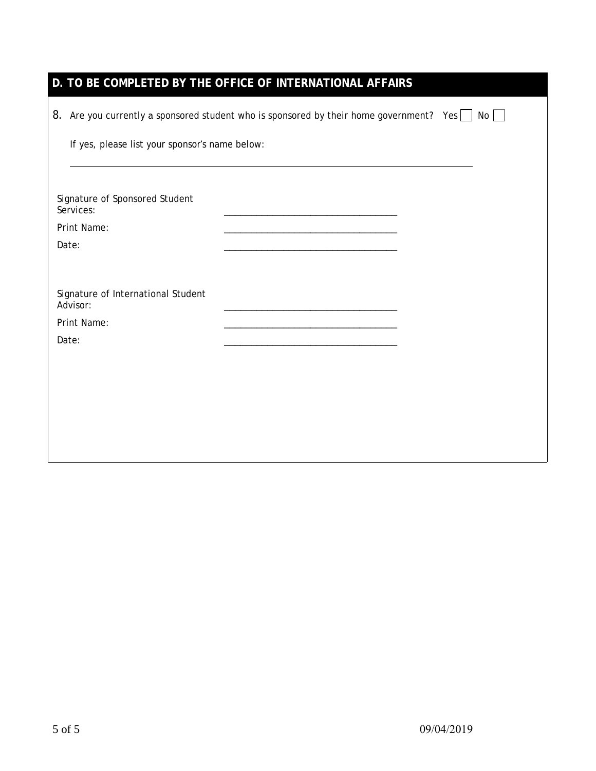## D. TO BE COMPLETED BY THE OFFICE OF INTERNATIONAL AFFAIRS

8. Are you currently a sponsored student who is sponsored by their home government? Yes ☐ No ☐

   If yes, please list your sponsor's name below:

   ______________________________________________________________________________

Signature of Sponsored Student Services: ____________________________________

Print Name: ____________________________________

Date: ____________________________________

Signature of International Student Advisor: ____________________________________

Print Name: ____________________________________

Date: ____________________________________